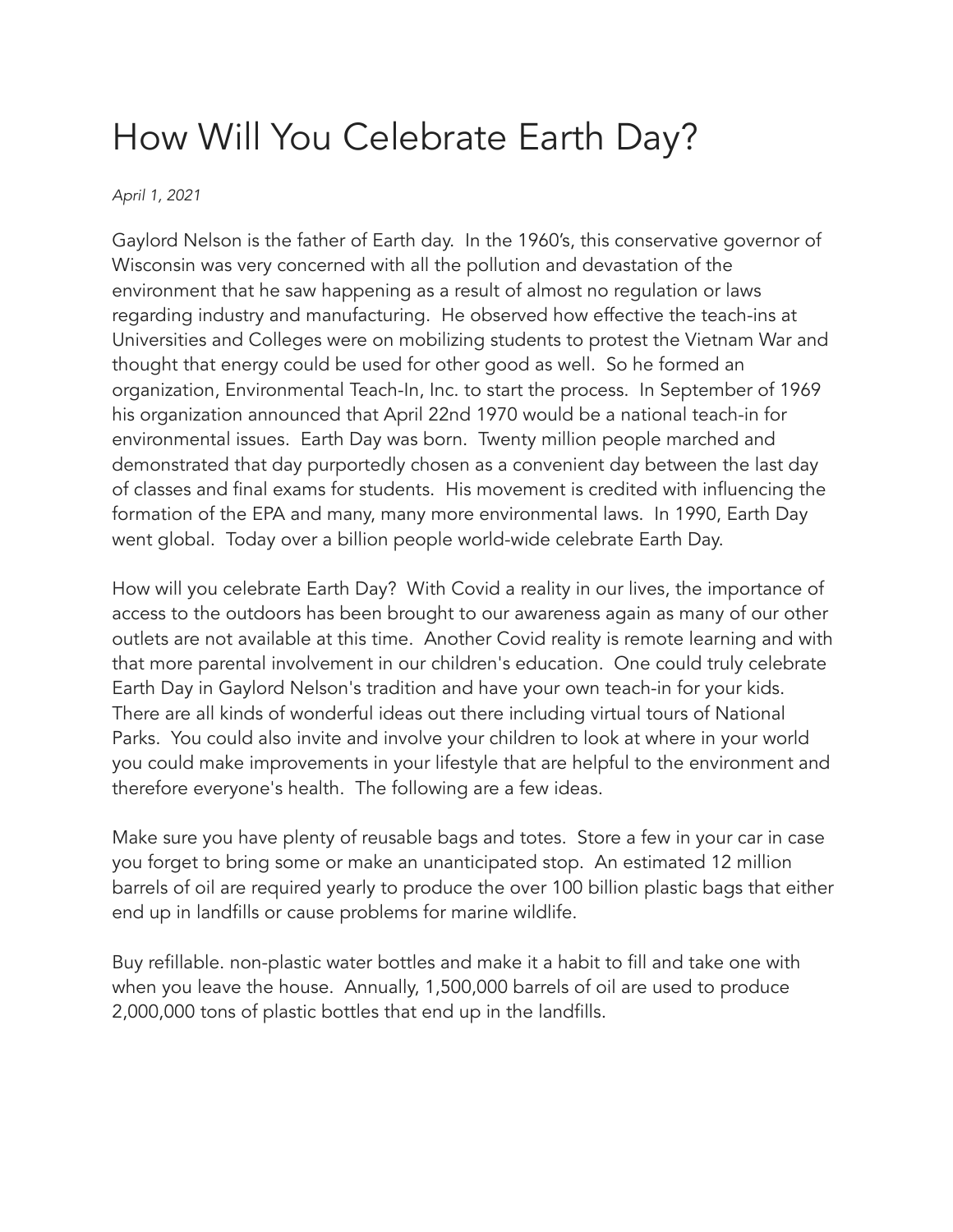# How Will You Celebrate Earth Day?

*April 1, 2021*

Gaylord Nelson is the father of Earth day. In the 1960's, this conservative governor of Wisconsin was very concerned with all the pollution and devastation of the environment that he saw happening as a result of almost no regulation or laws regarding industry and manufacturing. He observed how effective the teach-ins at Universities and Colleges were on mobilizing students to protest the Vietnam War and thought that energy could be used for other good as well. So he formed an organization, Environmental Teach-In, Inc. to start the process. In September of 1969 his organization announced that April 22nd 1970 would be a national teach-in for environmental issues. Earth Day was born. Twenty million people marched and demonstrated that day purportedly chosen as a convenient day between the last day of classes and final exams for students. His movement is credited with influencing the formation of the EPA and many, many more environmental laws. In 1990, Earth Day went global. Today over a billion people world-wide celebrate Earth Day.

How will you celebrate Earth Day? With Covid a reality in our lives, the importance of access to the outdoors has been brought to our awareness again as many of our other outlets are not available at this time. Another Covid reality is remote learning and with that more parental involvement in our children's education. One could truly celebrate Earth Day in Gaylord Nelson's tradition and have your own teach-in for your kids. There are all kinds of wonderful ideas out there including virtual tours of National Parks. You could also invite and involve your children to look at where in your world you could make improvements in your lifestyle that are helpful to the environment and therefore everyone's health. The following are a few ideas.

Make sure you have plenty of reusable bags and totes. Store a few in your car in case you forget to bring some or make an unanticipated stop. An estimated 12 million barrels of oil are required yearly to produce the over 100 billion plastic bags that either end up in landfills or cause problems for marine wildlife.

Buy refillable. non-plastic water bottles and make it a habit to fill and take one with when you leave the house. Annually, 1,500,000 barrels of oil are used to produce 2,000,000 tons of plastic bottles that end up in the landfills.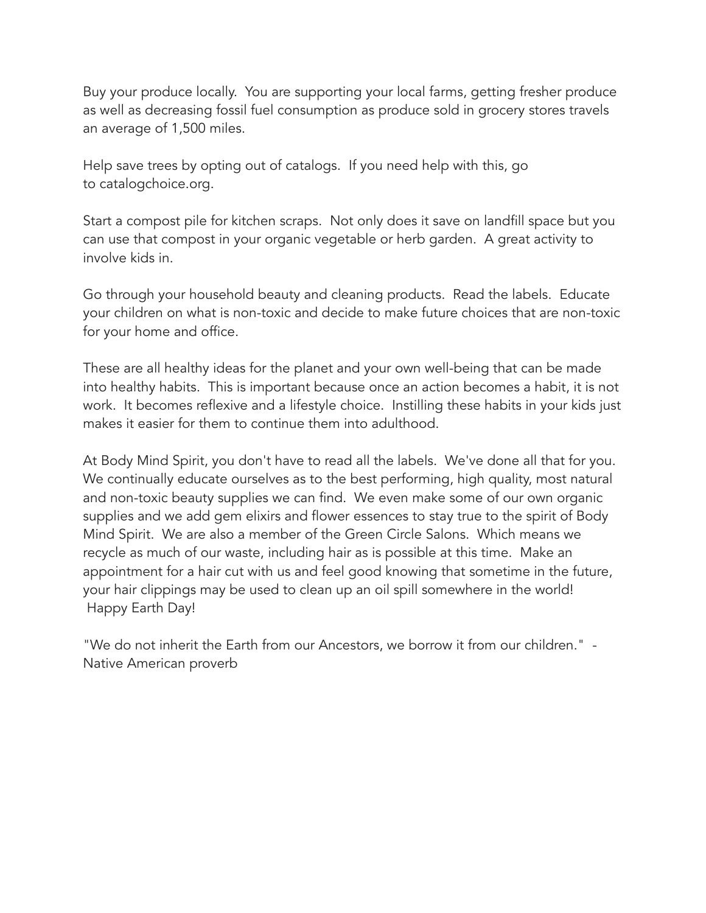Buy your produce locally. You are supporting your local farms, getting fresher produce as well as decreasing fossil fuel consumption as produce sold in grocery stores travels an average of 1,500 miles.

Help save trees by opting out of catalogs. If you need help with this, go to catalogchoice.org.

Start a compost pile for kitchen scraps. Not only does it save on landfill space but you can use that compost in your organic vegetable or herb garden. A great activity to involve kids in.

Go through your household beauty and cleaning products. Read the labels. Educate your children on what is non-toxic and decide to make future choices that are non-toxic for your home and office.

These are all healthy ideas for the planet and your own well-being that can be made into healthy habits. This is important because once an action becomes a habit, it is not work. It becomes reflexive and a lifestyle choice. Instilling these habits in your kids just makes it easier for them to continue them into adulthood.

At Body Mind Spirit, you don't have to read all the labels. We've done all that for you. We continually educate ourselves as to the best performing, high quality, most natural and non-toxic beauty supplies we can find. We even make some of our own organic supplies and we add gem elixirs and flower essences to stay true to the spirit of Body Mind Spirit. We are also a member of the Green Circle Salons. Which means we recycle as much of our waste, including hair as is possible at this time. Make an appointment for a hair cut with us and feel good knowing that sometime in the future, your hair clippings may be used to clean up an oil spill somewhere in the world! Happy Earth Day!

"We do not inherit the Earth from our Ancestors, we borrow it from our children." - Native American proverb